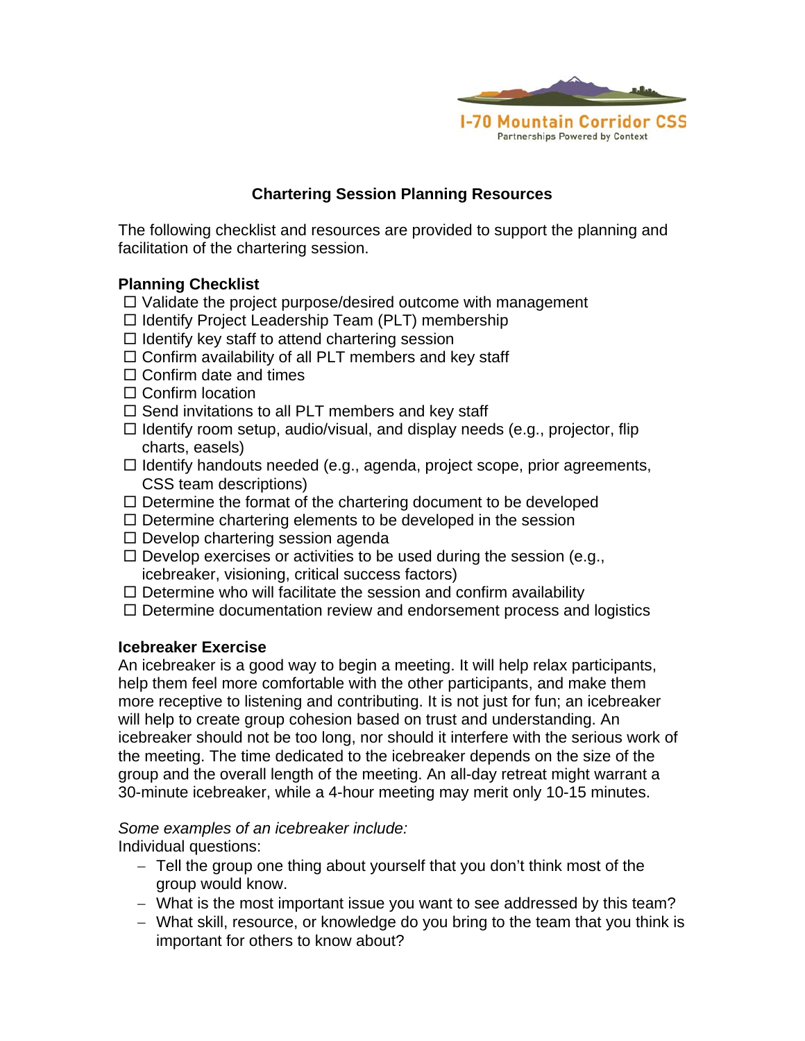I-70 Mountain Corridor CSS

Partnerships Powered by Context

# Chartering Session Planning Resources

The following checklist and resources are provided to support the planning and facilitation of the chartering session.

## Planning Checklist

- ☐ Validate the project purpose/desired outcome with management
- ☐ Identify Project Leadership Team (PLT) membership
- ☐ Identify key staff to attend chartering session
- ☐ Confirm availability of all PLT members and key staff
- ☐ Confirm date and times
- ☐ Confirm location
- ☐ Send invitations to all PLT members and key staff
- ☐ Identify room setup, audio/visual, and display needs (e.g., projector, flip charts, easels)
- ☐ Identify handouts needed (e.g., agenda, project scope, prior agreements, CSS team descriptions)
- ☐ Determine the format of the chartering document to be developed
- ☐ Determine chartering elements to be developed in the session
- ☐ Develop chartering session agenda
- ☐ Develop exercises or activities to be used during the session (e.g., icebreaker, visioning, critical success factors)
- ☐ Determine who will facilitate the session and confirm availability
- ☐ Determine documentation review and endorsement process and logistics

## Icebreaker Exercise

An icebreaker is a good way to begin a meeting. It will help relax participants, help them feel more comfortable with the other participants, and make them more receptive to listening and contributing. It is not just for fun; an icebreaker will help to create group cohesion based on trust and understanding. An icebreaker should not be too long, nor should it interfere with the serious work of the meeting. The time dedicated to the icebreaker depends on the size of the group and the overall length of the meeting. An all-day retreat might warrant a 30-minute icebreaker, while a 4-hour meeting may merit only 10-15 minutes.

*Some examples of an icebreaker include:*

Individual questions:

- Tell the group one thing about yourself that you don't think most of the group would know.
- What is the most important issue you want to see addressed by this team?
- What skill, resource, or knowledge do you bring to the team that you think is important for others to know about?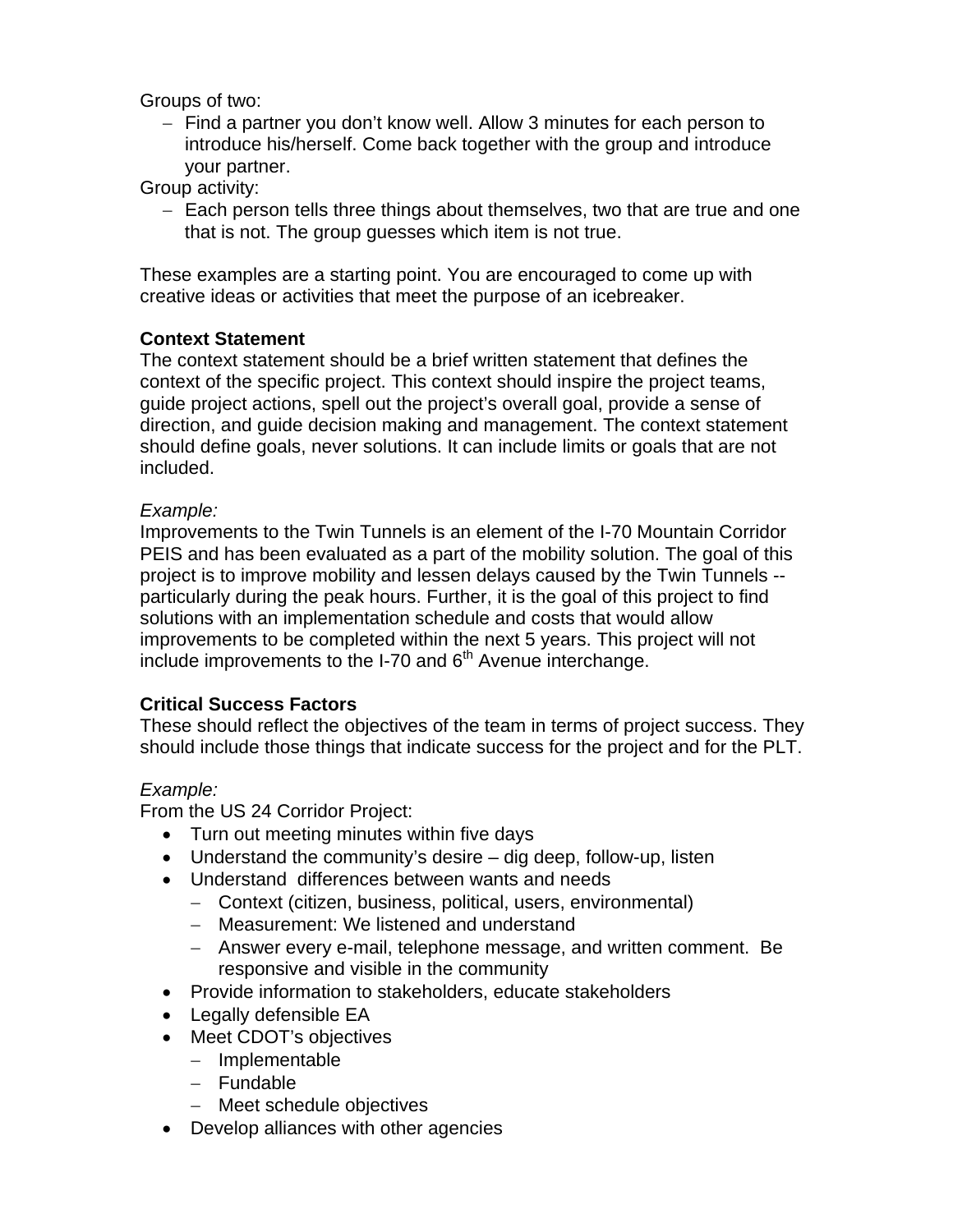Groups of two:

- Find a partner you don't know well. Allow 3 minutes for each person to introduce his/herself. Come back together with the group and introduce your partner.

Group activity:

- Each person tells three things about themselves, two that are true and one that is not. The group guesses which item is not true.

These examples are a starting point. You are encouraged to come up with creative ideas or activities that meet the purpose of an icebreaker.

**Context Statement**

The context statement should be a brief written statement that defines the context of the specific project. This context should inspire the project teams, guide project actions, spell out the project's overall goal, provide a sense of direction, and guide decision making and management. The context statement should define goals, never solutions. It can include limits or goals that are not included.

*Example:*

Improvements to the Twin Tunnels is an element of the I-70 Mountain Corridor PEIS and has been evaluated as a part of the mobility solution. The goal of this project is to improve mobility and lessen delays caused by the Twin Tunnels -- particularly during the peak hours. Further, it is the goal of this project to find solutions with an implementation schedule and costs that would allow improvements to be completed within the next 5 years. This project will not include improvements to the I-70 and 6th Avenue interchange.

**Critical Success Factors**

These should reflect the objectives of the team in terms of project success. They should include those things that indicate success for the project and for the PLT.

*Example:*

From the US 24 Corridor Project:

- Turn out meeting minutes within five days
- Understand the community's desire – dig deep, follow-up, listen
- Understand differences between wants and needs
  - Context (citizen, business, political, users, environmental)
  - Measurement: We listened and understand
  - Answer every e-mail, telephone message, and written comment. Be responsive and visible in the community
- Provide information to stakeholders, educate stakeholders
- Legally defensible EA
- Meet CDOT's objectives
  - Implementable
  - Fundable
  - Meet schedule objectives
- Develop alliances with other agencies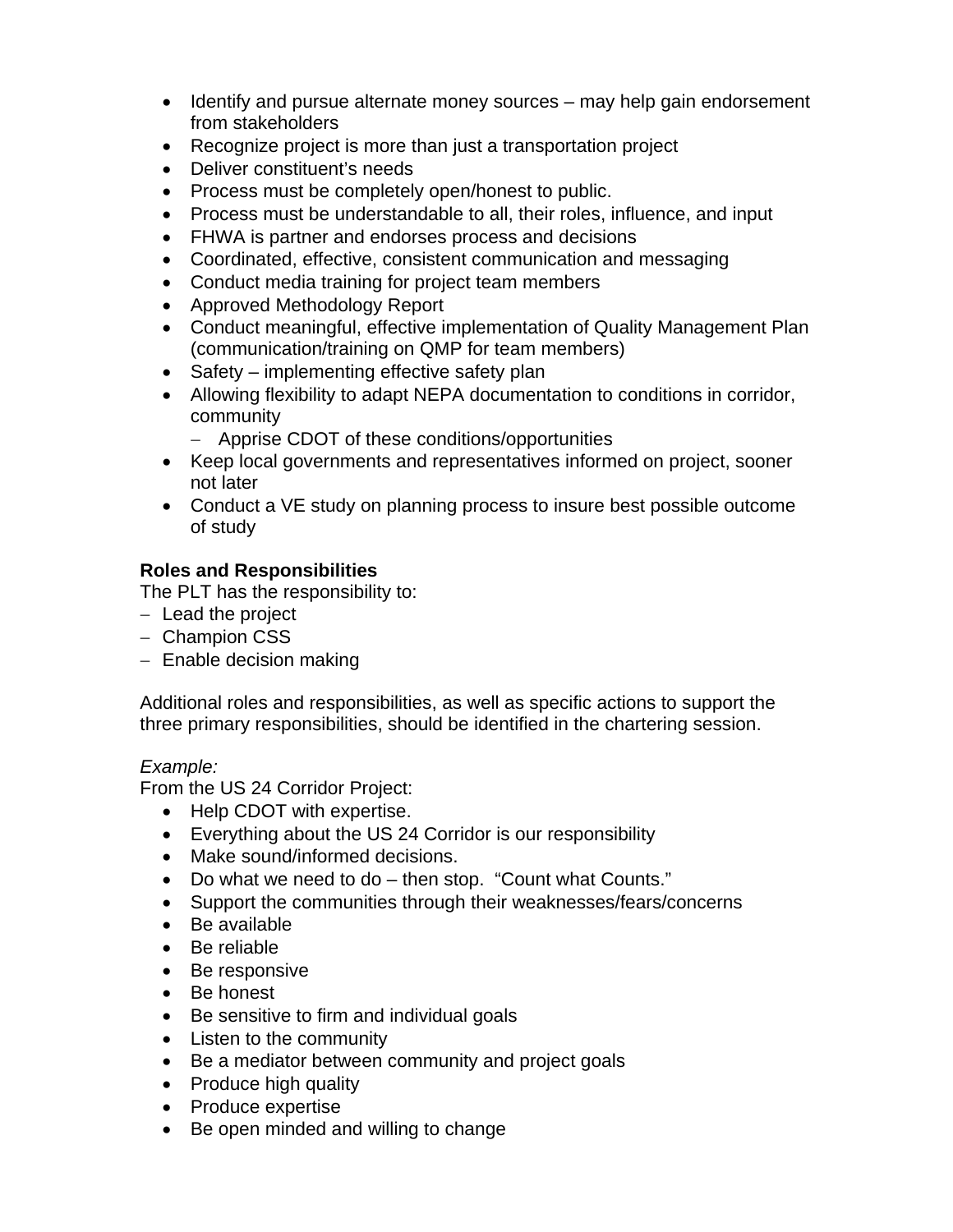- Identify and pursue alternate money sources – may help gain endorsement from stakeholders
- Recognize project is more than just a transportation project
- Deliver constituent's needs
- Process must be completely open/honest to public.
- Process must be understandable to all, their roles, influence, and input
- FHWA is partner and endorses process and decisions
- Coordinated, effective, consistent communication and messaging
- Conduct media training for project team members
- Approved Methodology Report
- Conduct meaningful, effective implementation of Quality Management Plan (communication/training on QMP for team members)
- Safety – implementing effective safety plan
- Allowing flexibility to adapt NEPA documentation to conditions in corridor, community
  - Apprise CDOT of these conditions/opportunities
- Keep local governments and representatives informed on project, sooner not later
- Conduct a VE study on planning process to insure best possible outcome of study

**Roles and Responsibilities**

The PLT has the responsibility to:

- Lead the project
- Champion CSS
- Enable decision making

Additional roles and responsibilities, as well as specific actions to support the three primary responsibilities, should be identified in the chartering session.

*Example:*

From the US 24 Corridor Project:

- Help CDOT with expertise.
- Everything about the US 24 Corridor is our responsibility
- Make sound/informed decisions.
- Do what we need to do – then stop. "Count what Counts."
- Support the communities through their weaknesses/fears/concerns
- Be available
- Be reliable
- Be responsive
- Be honest
- Be sensitive to firm and individual goals
- Listen to the community
- Be a mediator between community and project goals
- Produce high quality
- Produce expertise
- Be open minded and willing to change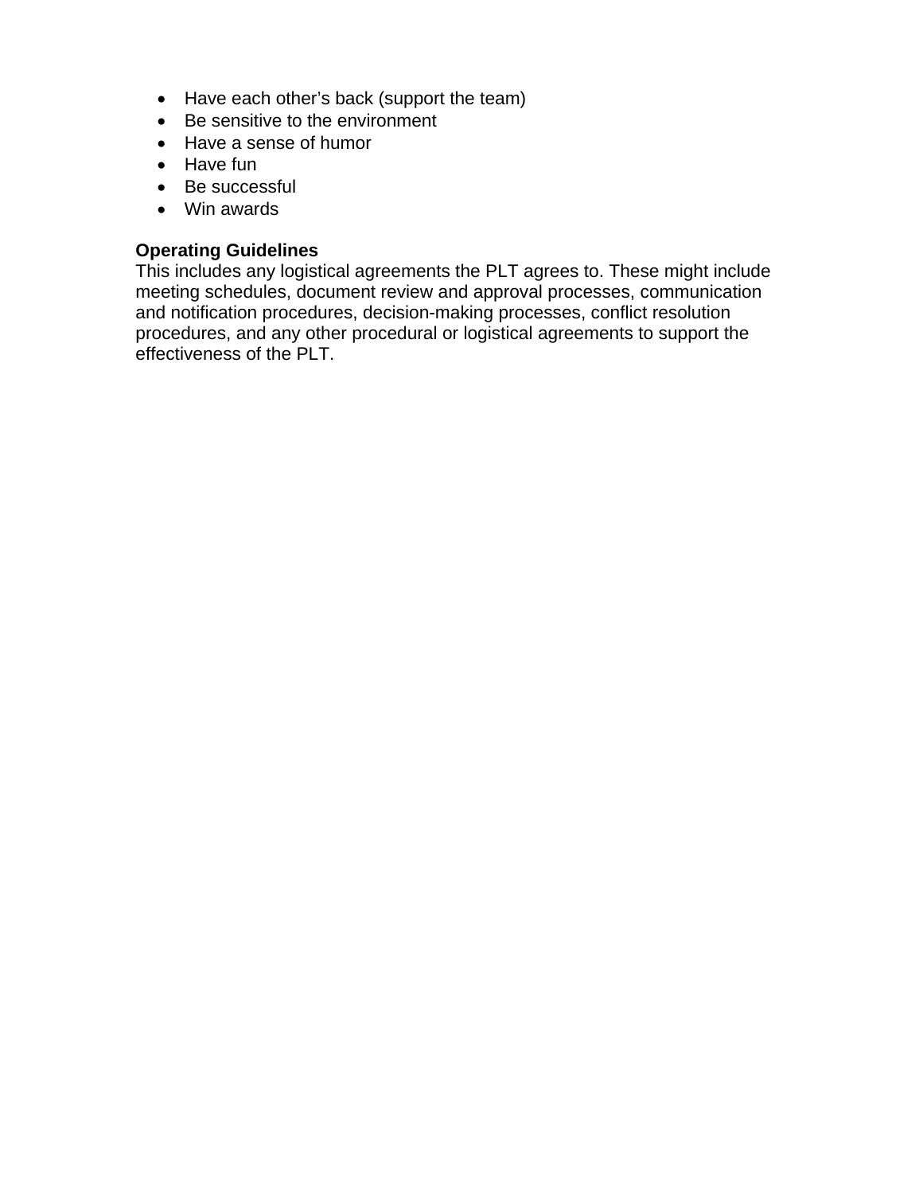- Have each other's back (support the team)
- Be sensitive to the environment
- Have a sense of humor
- Have fun
- Be successful
- Win awards

**Operating Guidelines**

This includes any logistical agreements the PLT agrees to. These might include meeting schedules, document review and approval processes, communication and notification procedures, decision-making processes, conflict resolution procedures, and any other procedural or logistical agreements to support the effectiveness of the PLT.